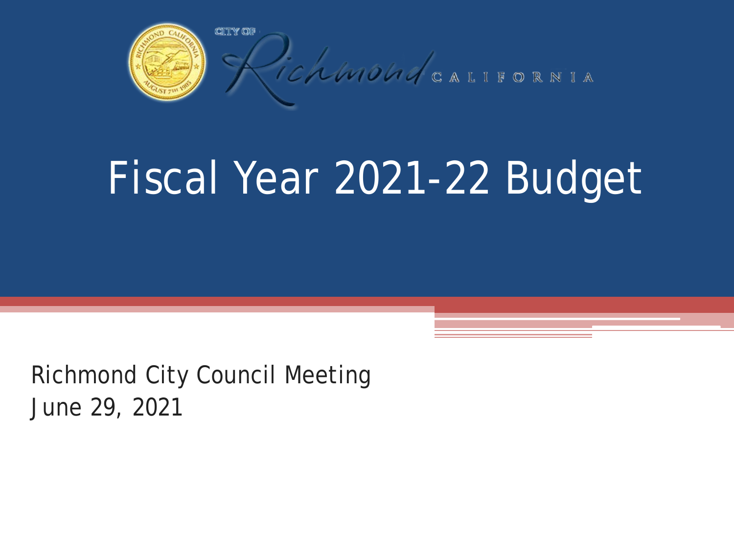CITY OF Richmond CALIFORNIA

# Fiscal Year 2021-22 Budget

Richmond City Council Meeting
June 29, 2021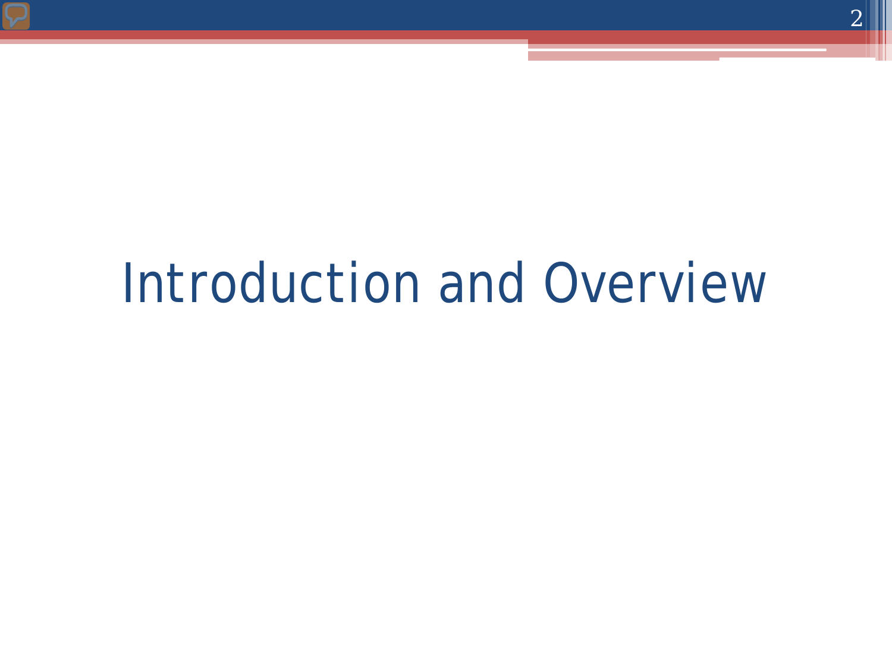# Introduction and Overview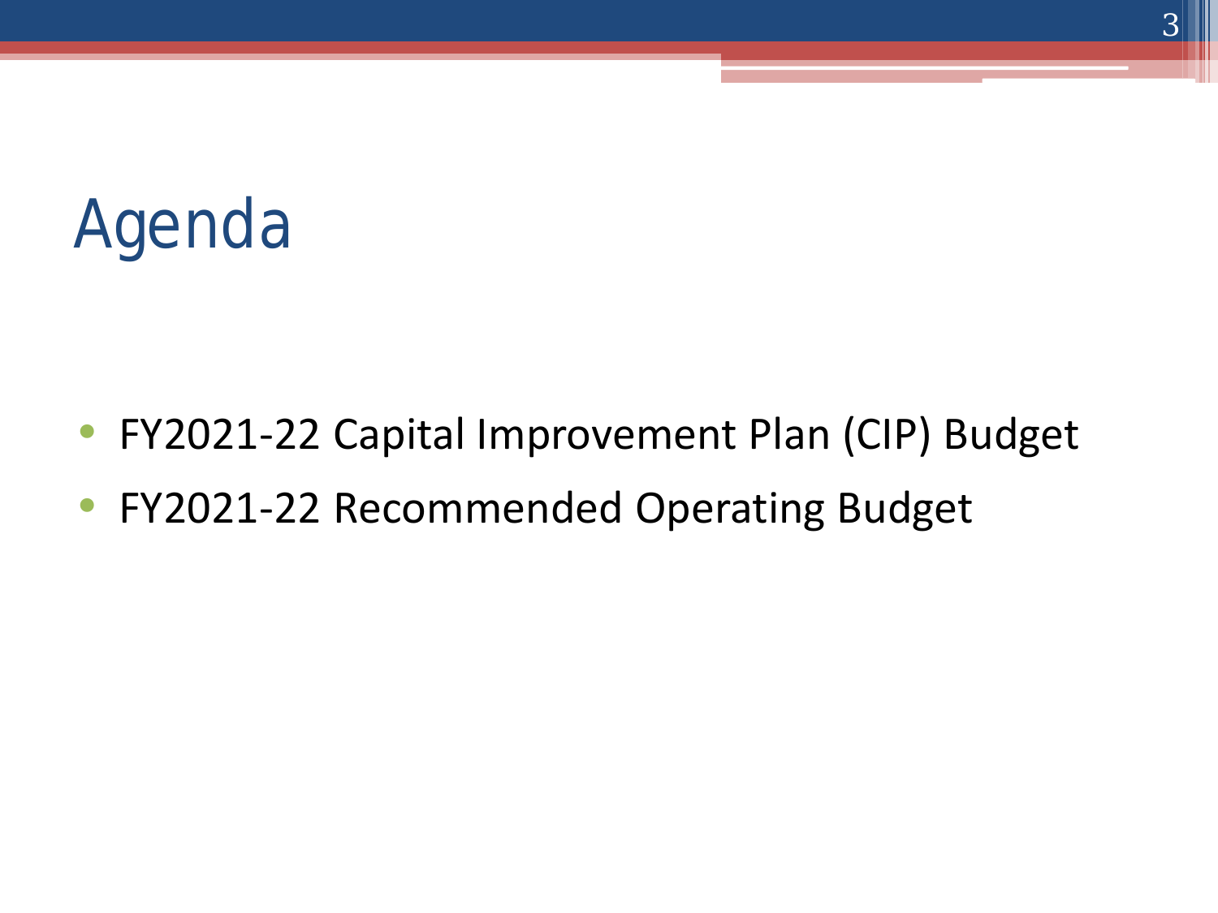# Agenda

- FY2021-22 Capital Improvement Plan (CIP) Budget
- FY2021-22 Recommended Operating Budget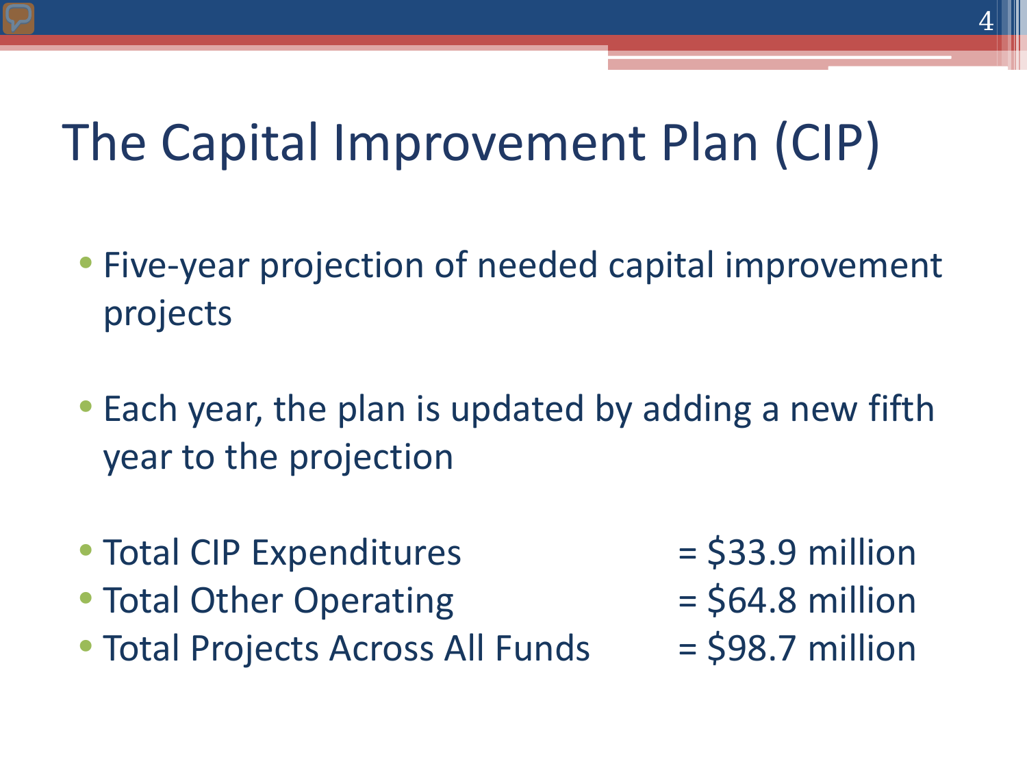# The Capital Improvement Plan (CIP)

- Five-year projection of needed capital improvement projects
- Each year, the plan is updated by adding a new fifth year to the projection
- Total CIP Expenditures = $33.9 million
- Total Other Operating = $64.8 million
- Total Projects Across All Funds = $98.7 million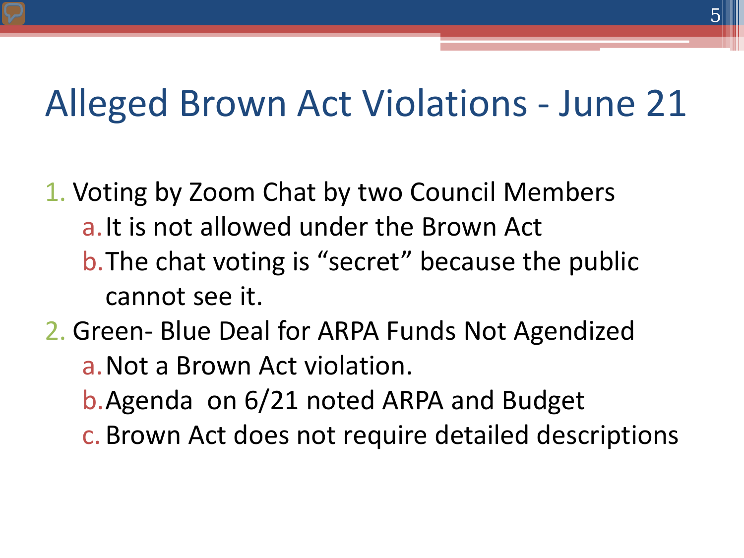# Alleged Brown Act Violations - June 21

1. Voting by Zoom Chat by two Council Members
   a. It is not allowed under the Brown Act
   b. The chat voting is “secret” because the public cannot see it.
2. Green- Blue Deal for ARPA Funds Not Agendized
   a. Not a Brown Act violation.
   b. Agenda on 6/21 noted ARPA and Budget
   c. Brown Act does not require detailed descriptions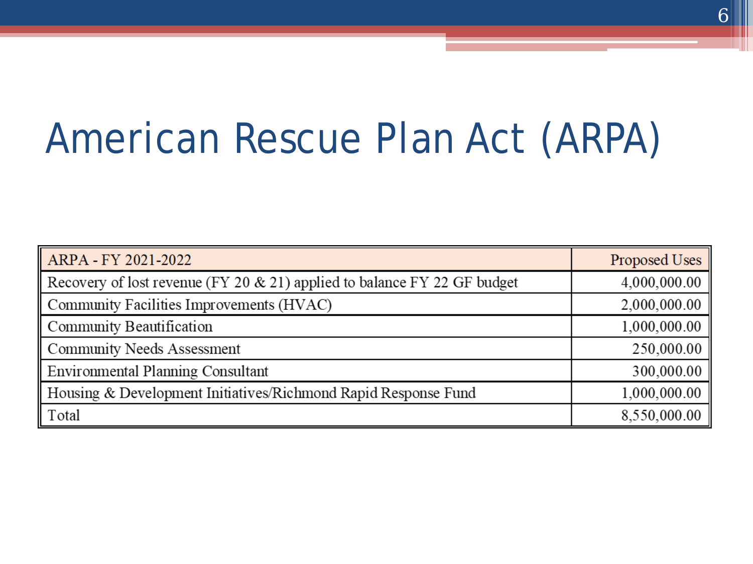# American Rescue Plan Act (ARPA)

| ARPA - FY 2021-2022 | Proposed Uses |
|---|---|
| Recovery of lost revenue (FY 20 & 21) applied to balance FY 22 GF budget | 4,000,000.00 |
| Community Facilities Improvements (HVAC) | 2,000,000.00 |
| Community Beautification | 1,000,000.00 |
| Community Needs Assessment | 250,000.00 |
| Environmental Planning Consultant | 300,000.00 |
| Housing & Development Initiatives/Richmond Rapid Response Fund | 1,000,000.00 |
| Total | 8,550,000.00 |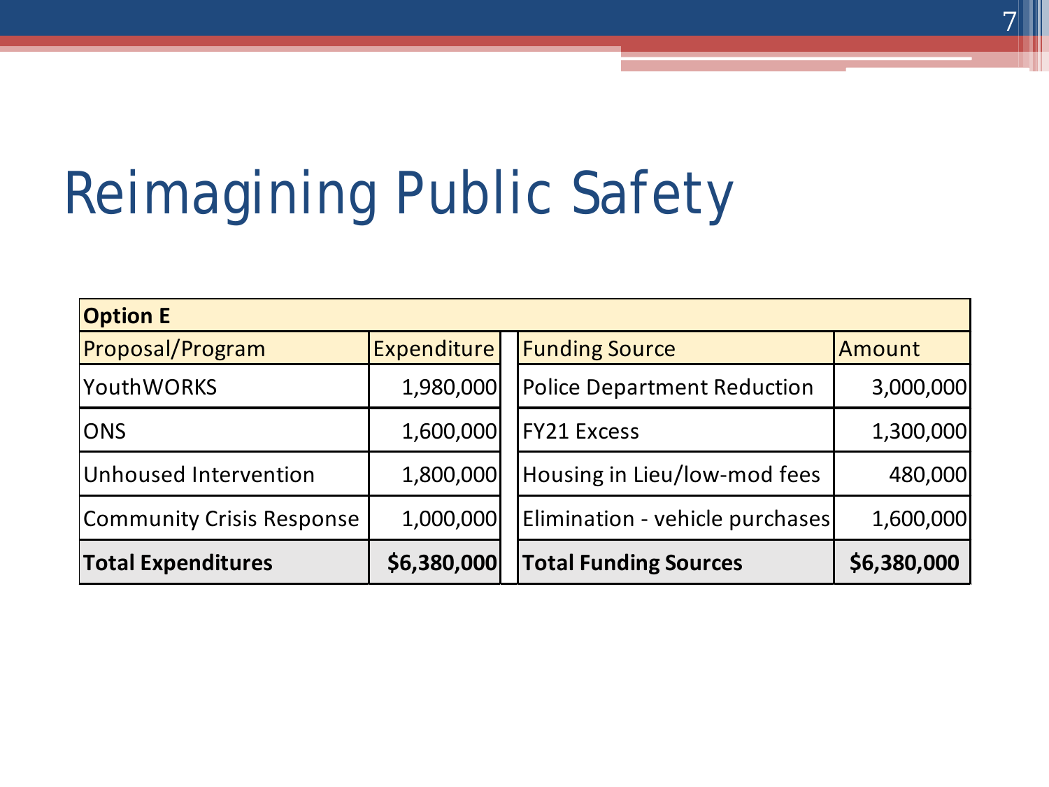# Reimagining Public Safety

| Option E | | | | |
|---|---|---|---|---|
| Proposal/Program | Expenditure | | Funding Source | Amount |
| YouthWORKS | 1,980,000 | | Police Department Reduction | 3,000,000 |
| ONS | 1,600,000 | | FY21 Excess | 1,300,000 |
| Unhoused Intervention | 1,800,000 | | Housing in Lieu/low-mod fees | 480,000 |
| Community Crisis Response | 1,000,000 | | Elimination - vehicle purchases | 1,600,000 |
| **Total Expenditures** | **$6,380,000** | | **Total Funding Sources** | **$6,380,000** |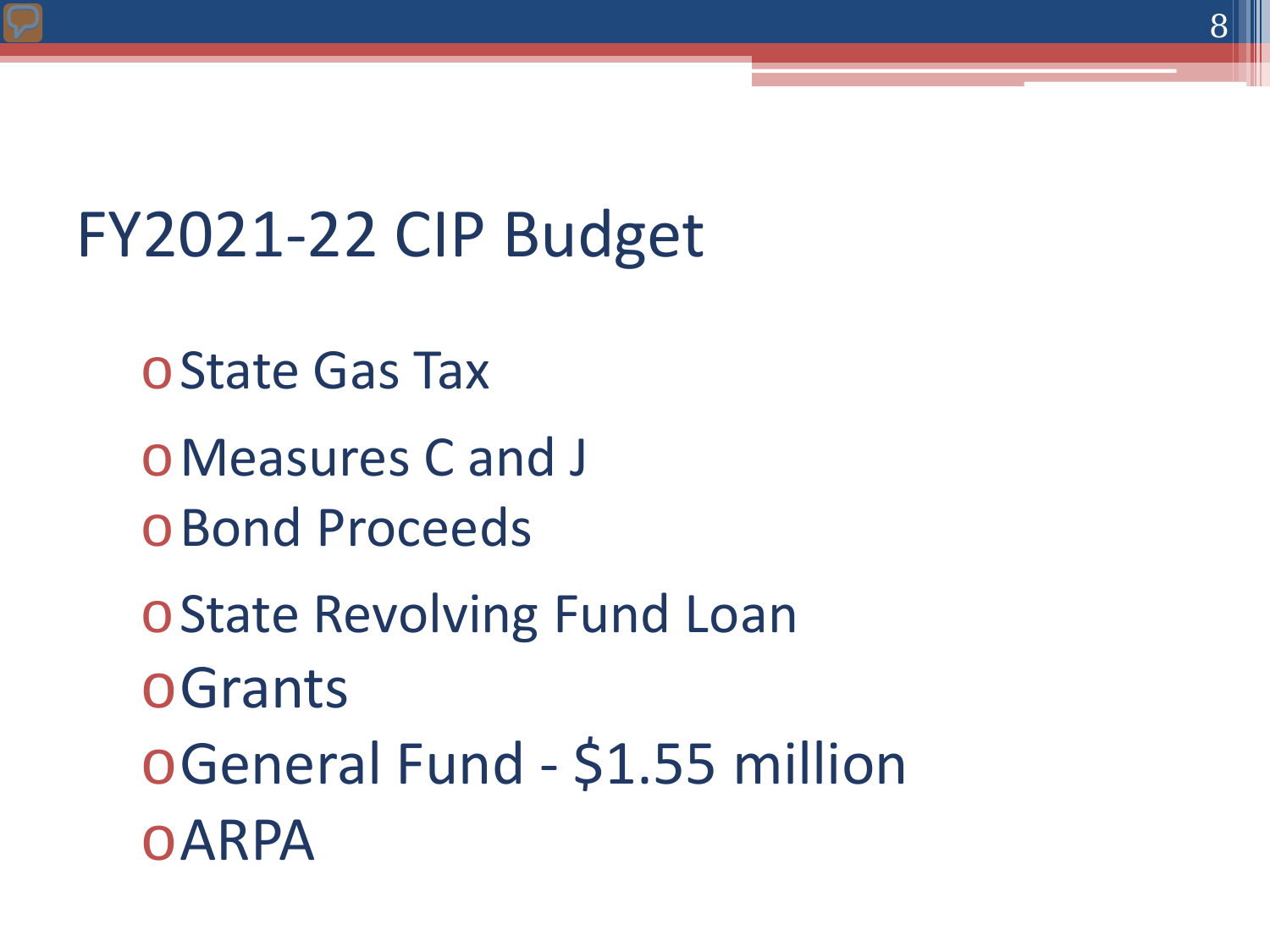# FY2021-22 CIP Budget

- State Gas Tax
- Measures C and J
- Bond Proceeds
- State Revolving Fund Loan
- Grants
- General Fund - $1.55 million
- ARPA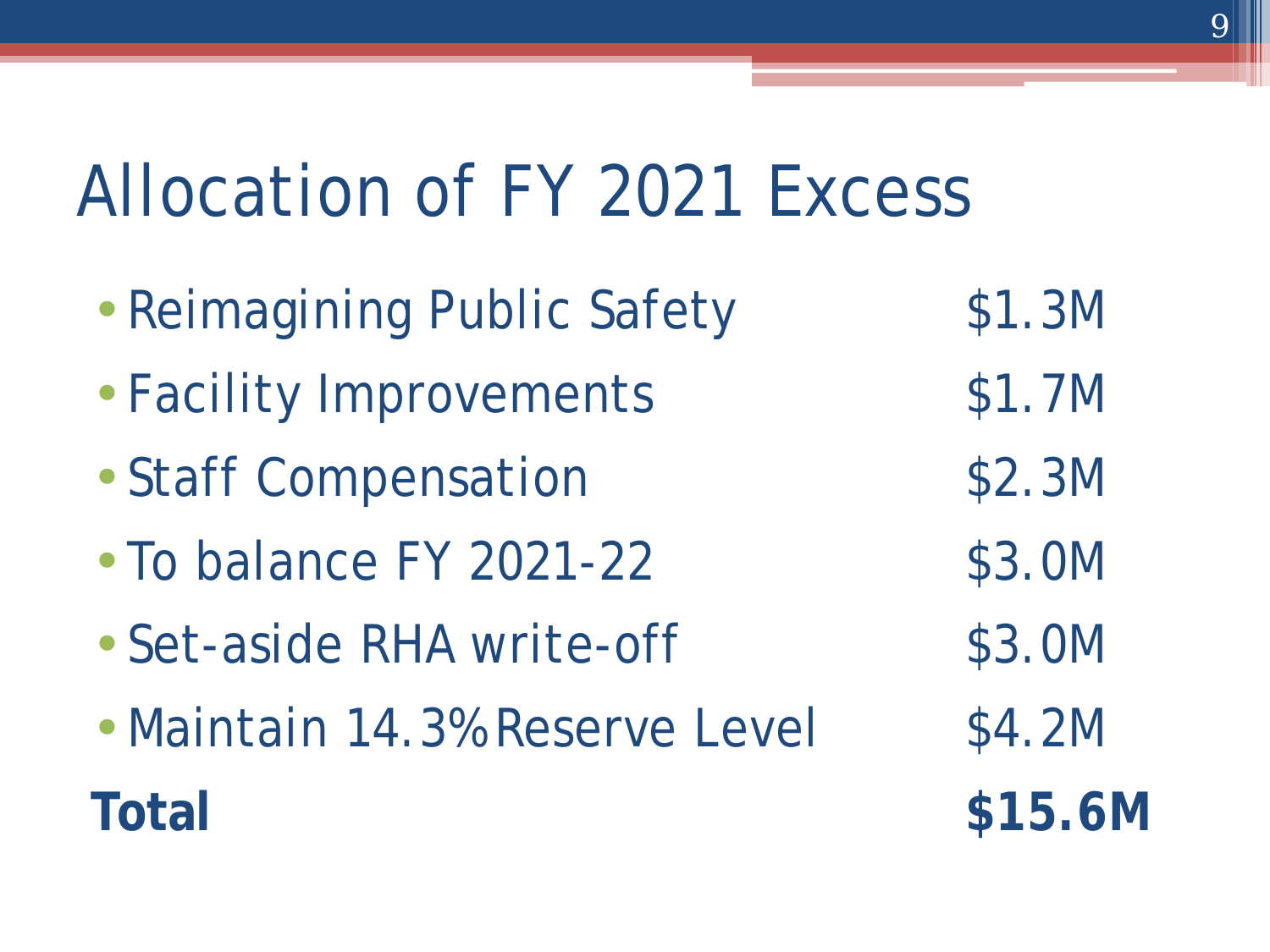# Allocation of FY 2021 Excess

| Item | Amount |
|---|---|
| Reimagining Public Safety | $1.3M |
| Facility Improvements | $1.7M |
| Staff Compensation | $2.3M |
| To balance FY 2021-22 | $3.0M |
| Set-aside RHA write-off | $3.0M |
| Maintain 14.3% Reserve Level | $4.2M |
| **Total** | **$15.6M** |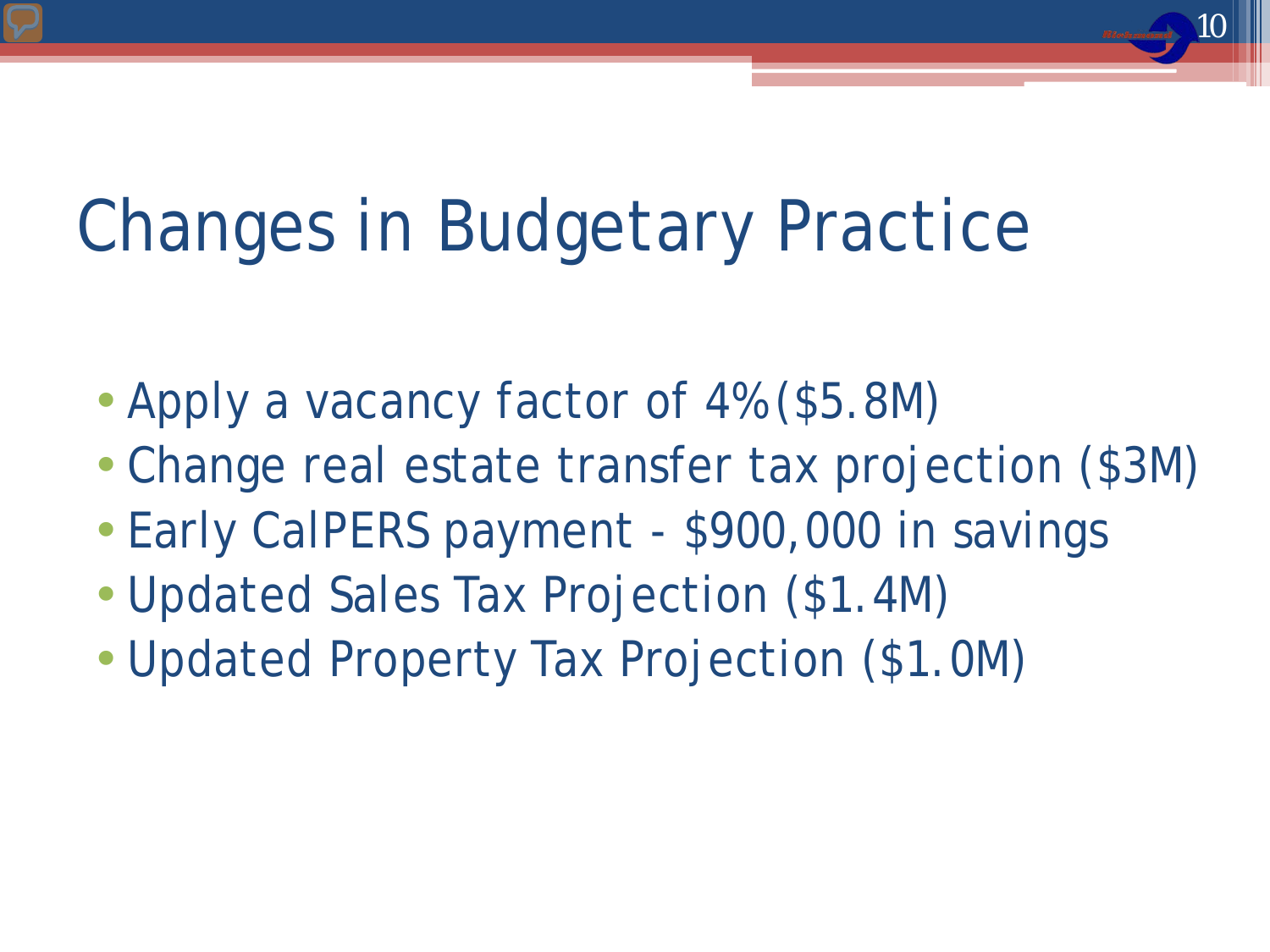# Changes in Budgetary Practice

- Apply a vacancy factor of 4%($5.8M)
- Change real estate transfer tax projection ($3M)
- Early CalPERS payment - $900,000 in savings
- Updated Sales Tax Projection ($1.4M)
- Updated Property Tax Projection ($1.0M)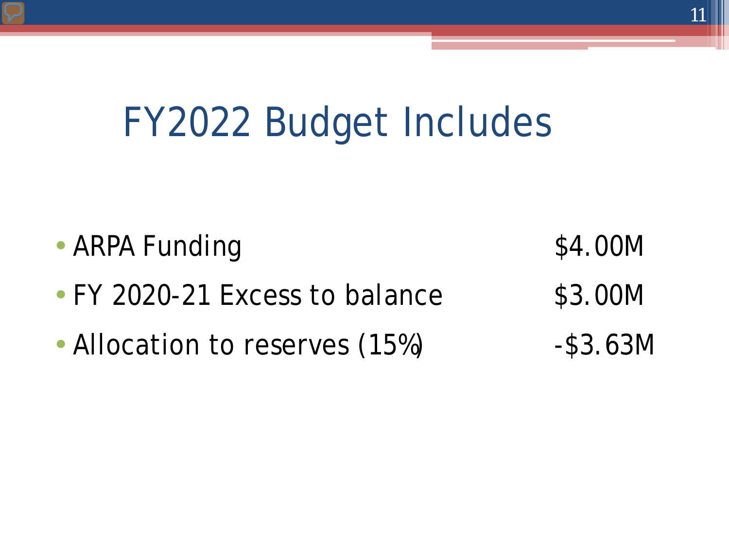# FY2022 Budget Includes

- ARPA Funding $4.00M
- FY 2020-21 Excess to balance $3.00M
- Allocation to reserves (15%) -$3.63M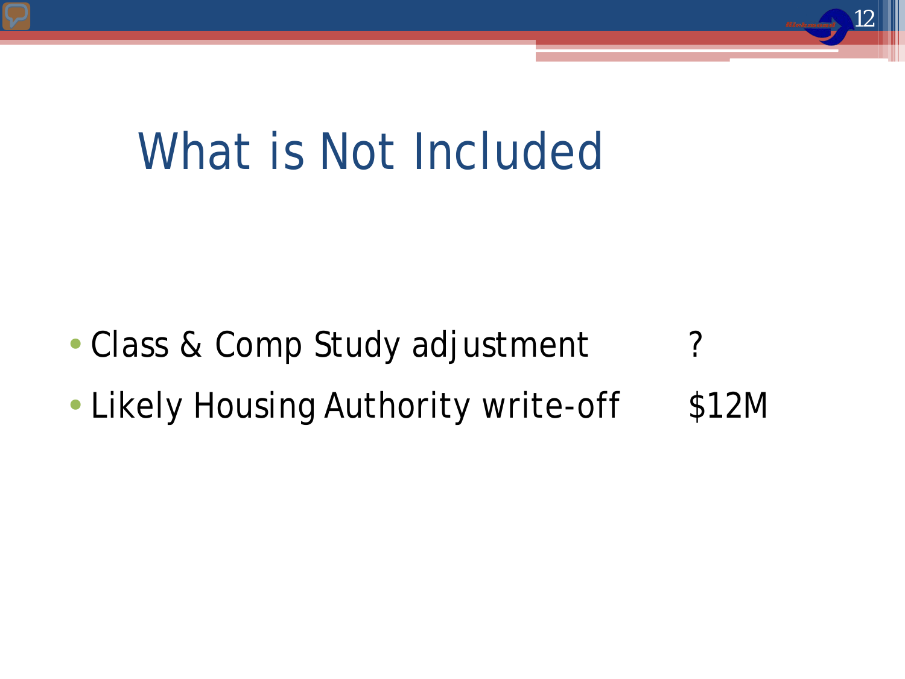# What is Not Included

| | |
|---|---|
| • Class & Comp Study adjustment | ? |
| • Likely Housing Authority write-off | $12M |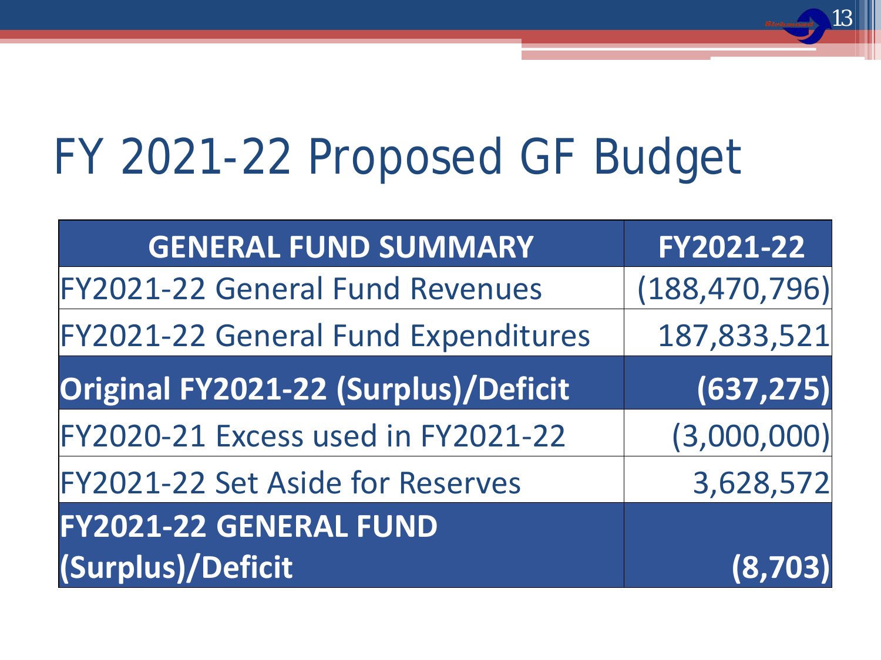# FY 2021-22 Proposed GF Budget

| GENERAL FUND SUMMARY | FY2021-22 |
| --- | --- |
| FY2021-22 General Fund Revenues | (188,470,796) |
| FY2021-22 General Fund Expenditures | 187,833,521 |
| **Original FY2021-22 (Surplus)/Deficit** | **(637,275)** |
| FY2020-21 Excess used in FY2021-22 | (3,000,000) |
| FY2021-22 Set Aside for Reserves | 3,628,572 |
| **FY2021-22 GENERAL FUND (Surplus)/Deficit** | **(8,703)** |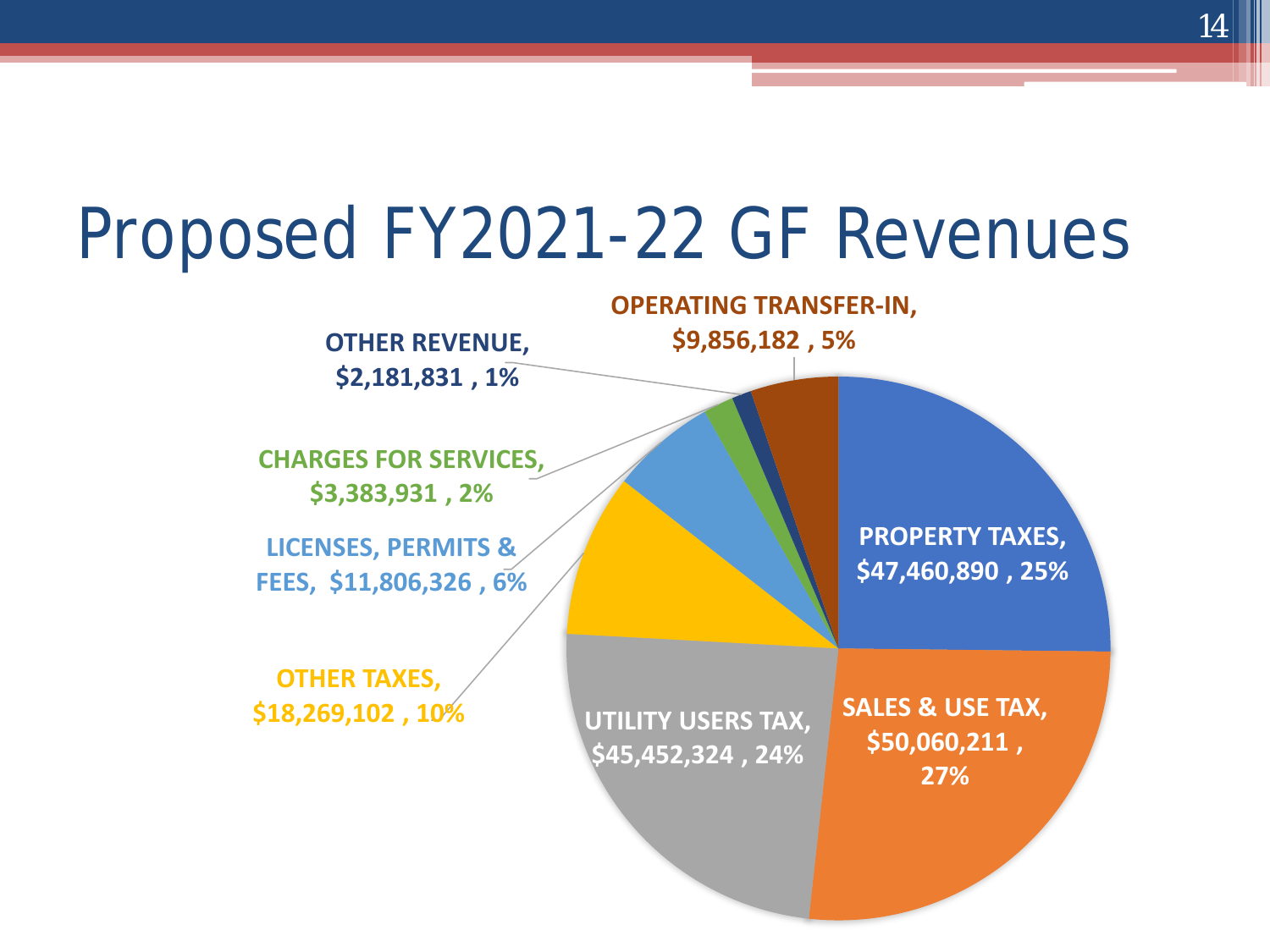# Proposed FY2021-22 GF Revenues

| Category | Amount | Percent |
|---|---|---|
| PROPERTY TAXES | $47,460,890 | 25% |
| SALES & USE TAX | $50,060,211 | 27% |
| UTILITY USERS TAX | $45,452,324 | 24% |
| OTHER TAXES | $18,269,102 | 10% |
| LICENSES, PERMITS & FEES | $11,806,326 | 6% |
| CHARGES FOR SERVICES | $3,383,931 | 2% |
| OTHER REVENUE | $2,181,831 | 1% |
| OPERATING TRANSFER-IN | $9,856,182 | 5% |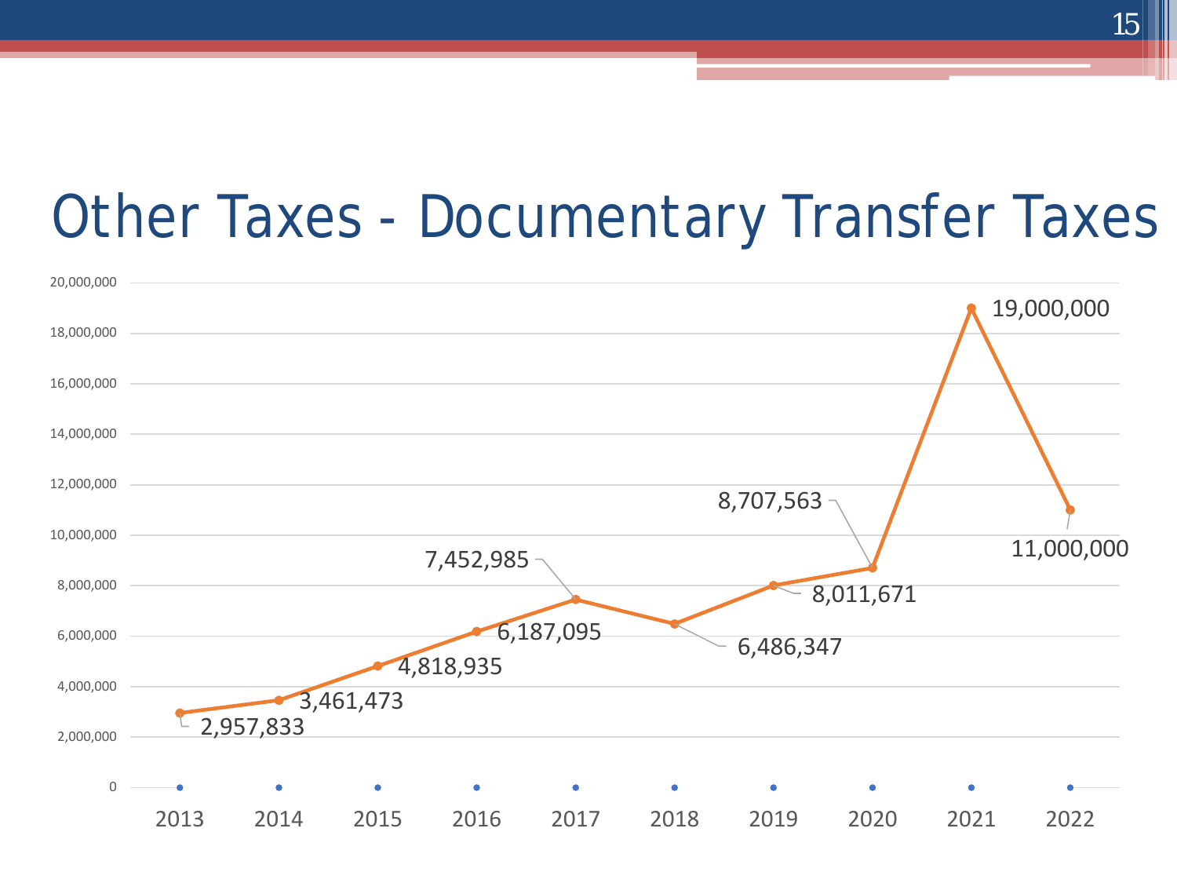# Other Taxes - Documentary Transfer Taxes

| Year | Documentary Transfer Taxes |
| --- | --- |
| 2013 | 2,957,833 |
| 2014 | 3,461,473 |
| 2015 | 4,818,935 |
| 2016 | 6,187,095 |
| 2017 | 7,452,985 |
| 2018 | 6,486,347 |
| 2019 | 8,011,671 |
| 2020 | 8,707,563 |
| 2021 | 19,000,000 |
| 2022 | 11,000,000 |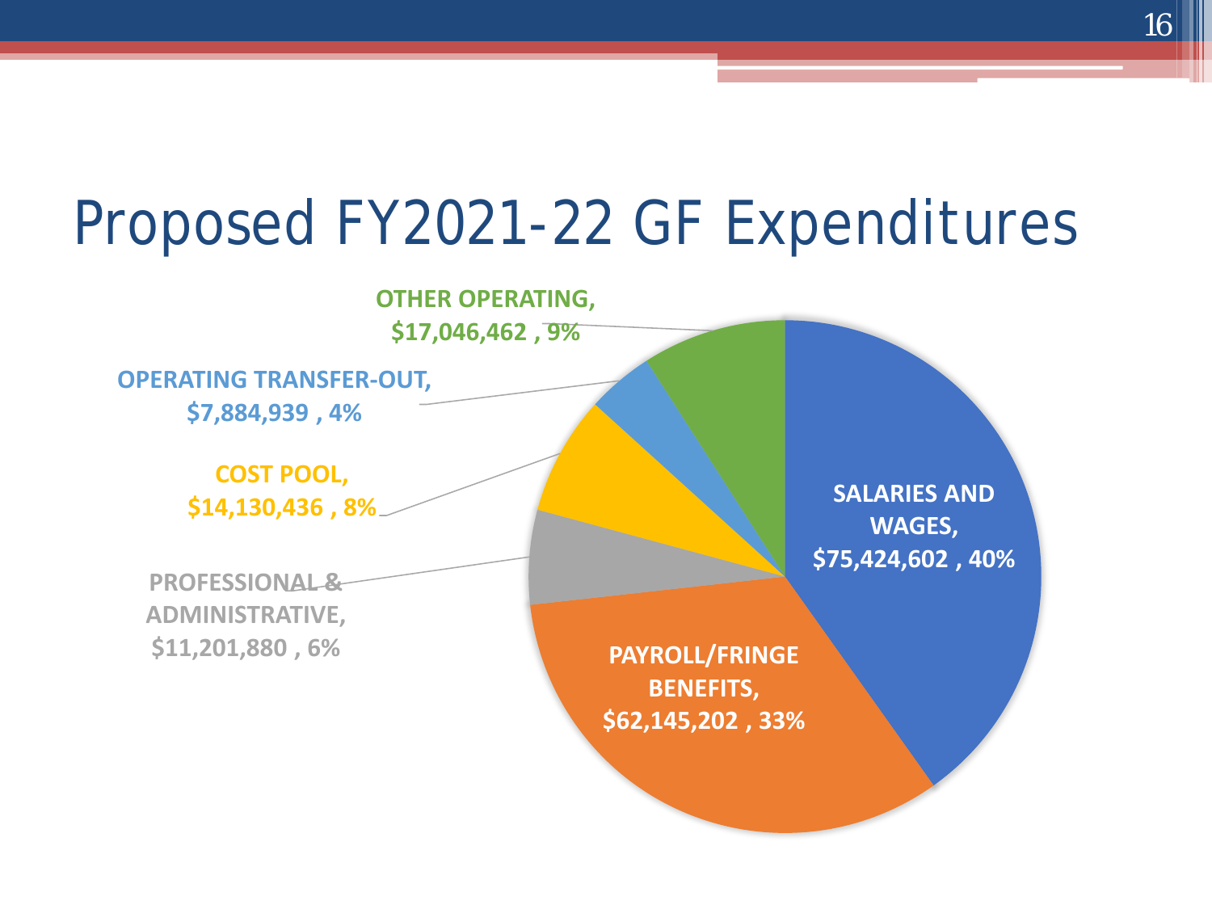# Proposed FY2021-22 GF Expenditures

- OTHER OPERATING, $17,046,462 , 9%
- OPERATING TRANSFER-OUT, $7,884,939 , 4%
- COST POOL, $14,130,436 , 8%
- PROFESSIONAL & ADMINISTRATIVE, $11,201,880 , 6%
- SALARIES AND WAGES, $75,424,602 , 40%
- PAYROLL/FRINGE BENEFITS, $62,145,202 , 33%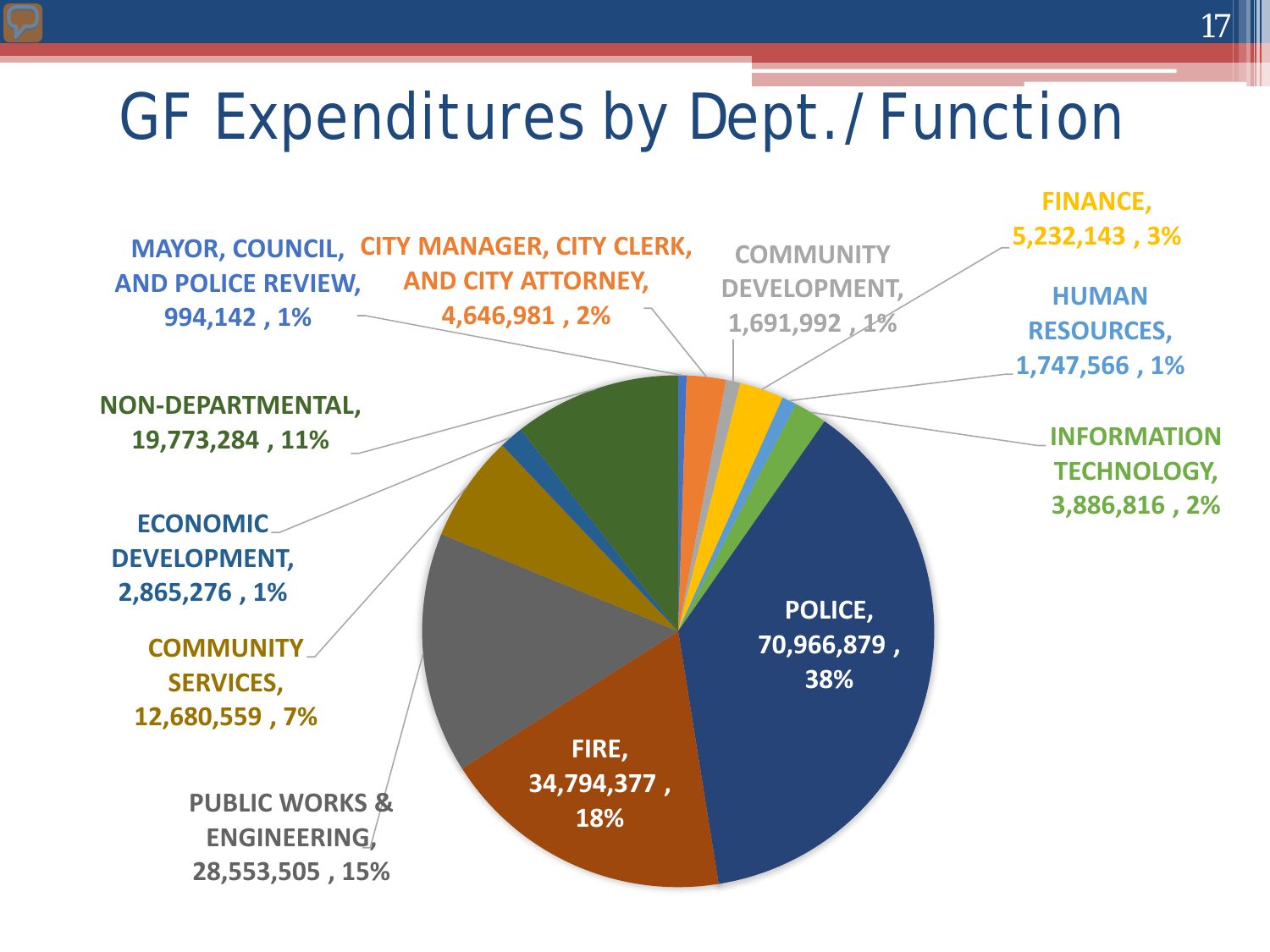# GF Expenditures by Dept./ Function

| Dept./Function | Amount | Percent |
| --- | --- | --- |
| MAYOR, COUNCIL, AND POLICE REVIEW | 994,142 | 1% |
| CITY MANAGER, CITY CLERK, AND CITY ATTORNEY | 4,646,981 | 2% |
| COMMUNITY DEVELOPMENT | 1,691,992 | 1% |
| FINANCE | 5,232,143 | 3% |
| HUMAN RESOURCES | 1,747,566 | 1% |
| INFORMATION TECHNOLOGY | 3,886,816 | 2% |
| POLICE | 70,966,879 | 38% |
| FIRE | 34,794,377 | 18% |
| PUBLIC WORKS & ENGINEERING | 28,553,505 | 15% |
| COMMUNITY SERVICES | 12,680,559 | 7% |
| ECONOMIC DEVELOPMENT | 2,865,276 | 1% |
| NON-DEPARTMENTAL | 19,773,284 | 11% |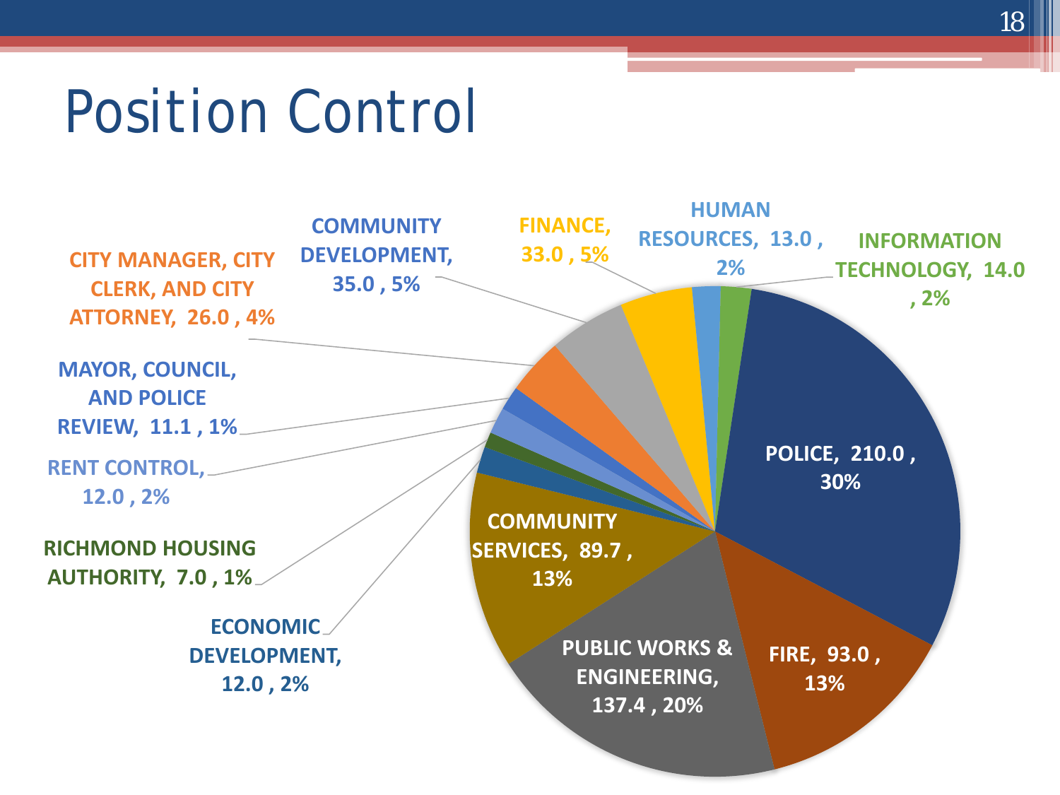# Position Control

| Department | Positions | Percent |
|---|---|---|
| POLICE | 210.0 | 30% |
| FIRE | 93.0 | 13% |
| PUBLIC WORKS & ENGINEERING | 137.4 | 20% |
| COMMUNITY SERVICES | 89.7 | 13% |
| ECONOMIC DEVELOPMENT | 12.0 | 2% |
| RICHMOND HOUSING AUTHORITY | 7.0 | 1% |
| RENT CONTROL | 12.0 | 2% |
| MAYOR, COUNCIL, AND POLICE REVIEW | 11.1 | 1% |
| CITY MANAGER, CITY CLERK, AND CITY ATTORNEY | 26.0 | 4% |
| COMMUNITY DEVELOPMENT | 35.0 | 5% |
| FINANCE | 33.0 | 5% |
| HUMAN RESOURCES | 13.0 | 2% |
| INFORMATION TECHNOLOGY | 14.0 | 2% |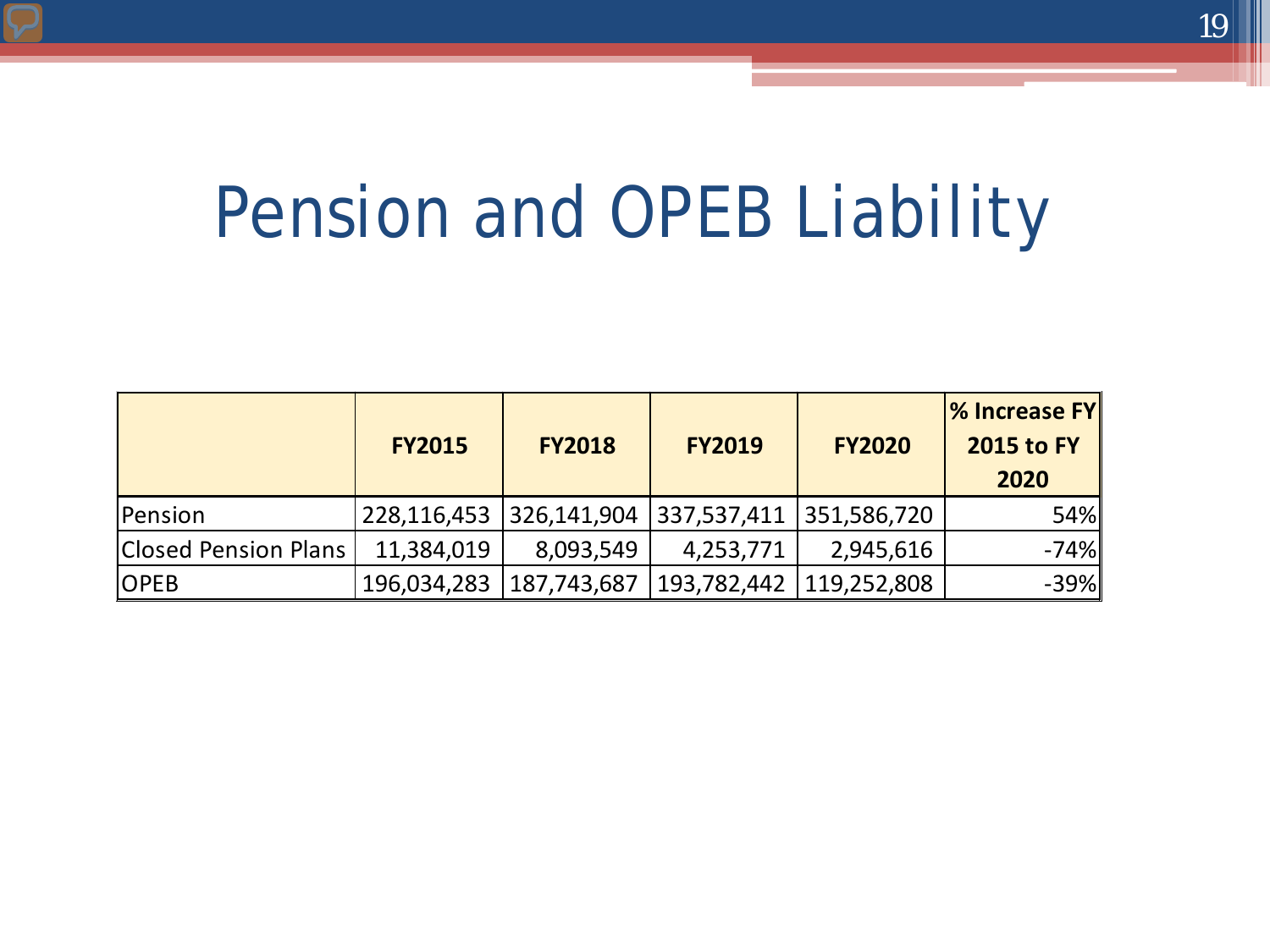# Pension and OPEB Liability

| | FY2015 | FY2018 | FY2019 | FY2020 | % Increase FY 2015 to FY 2020 |
|---|---|---|---|---|---|
| Pension | 228,116,453 | 326,141,904 | 337,537,411 | 351,586,720 | 54% |
| Closed Pension Plans | 11,384,019 | 8,093,549 | 4,253,771 | 2,945,616 | -74% |
| OPEB | 196,034,283 | 187,743,687 | 193,782,442 | 119,252,808 | -39% |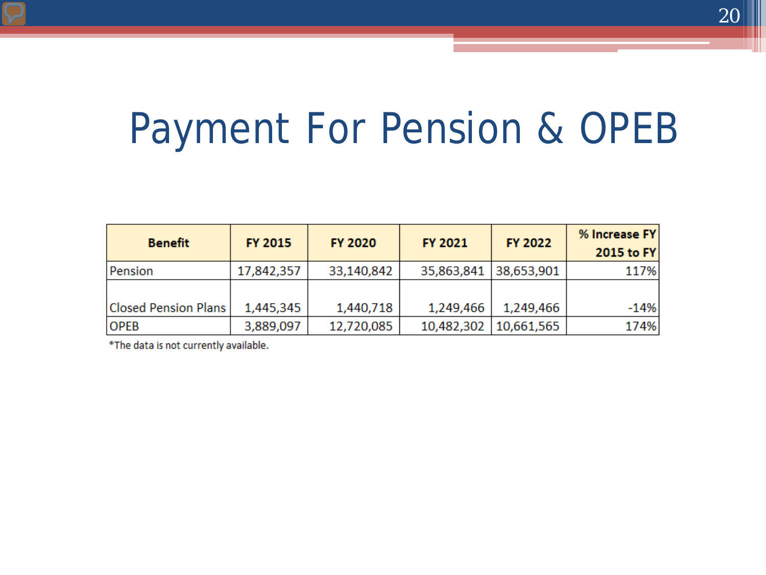# Payment For Pension & OPEB

| Benefit | FY 2015 | FY 2020 | FY 2021 | FY 2022 | % Increase FY 2015 to FY |
|---|---|---|---|---|---|
| Pension | 17,842,357 | 33,140,842 | 35,863,841 | 38,653,901 | 117% |
| Closed Pension Plans | 1,445,345 | 1,440,718 | 1,249,466 | 1,249,466 | -14% |
| OPEB | 3,889,097 | 12,720,085 | 10,482,302 | 10,661,565 | 174% |

*The data is not currently available.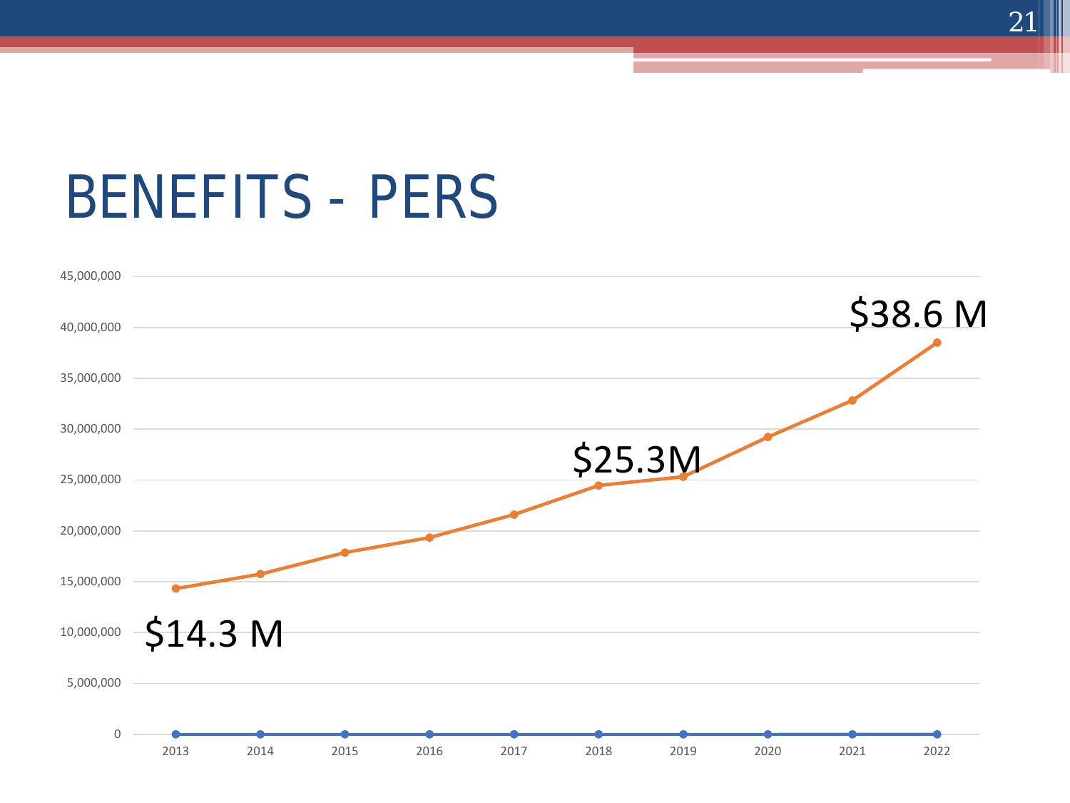# BENEFITS - PERS

$14.3 M

$25.3M

$38.6 M

45,000,000
40,000,000
35,000,000
30,000,000
25,000,000
20,000,000
15,000,000
10,000,000
5,000,000
0

2013 2014 2015 2016 2017 2018 2019 2020 2021 2022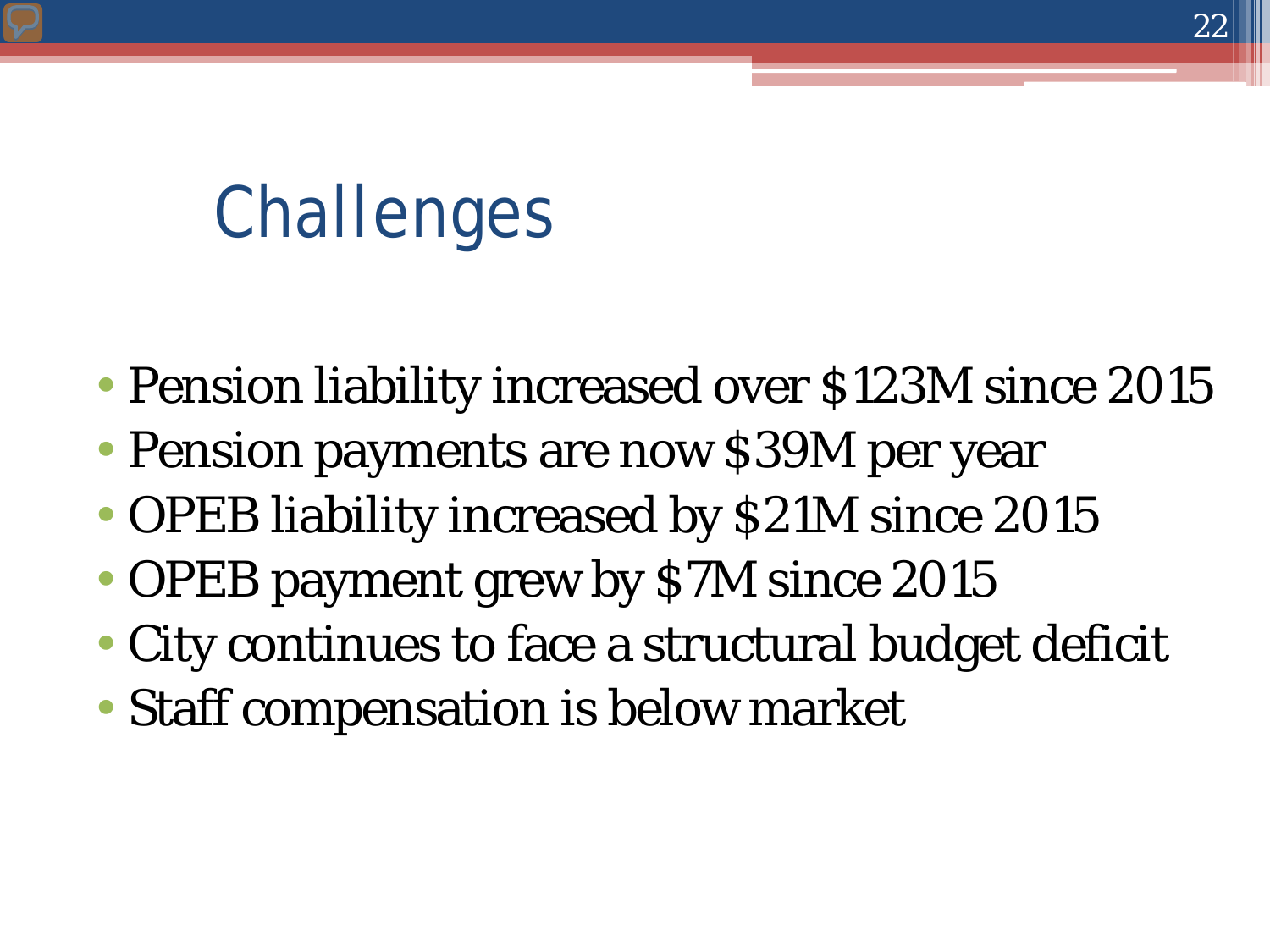# Challenges

- Pension liability increased over $123M since 2015
- Pension payments are now $39M per year
- OPEB liability increased by $21M since 2015
- OPEB payment grew by $7M since 2015
- City continues to face a structural budget deficit
- Staff compensation is below market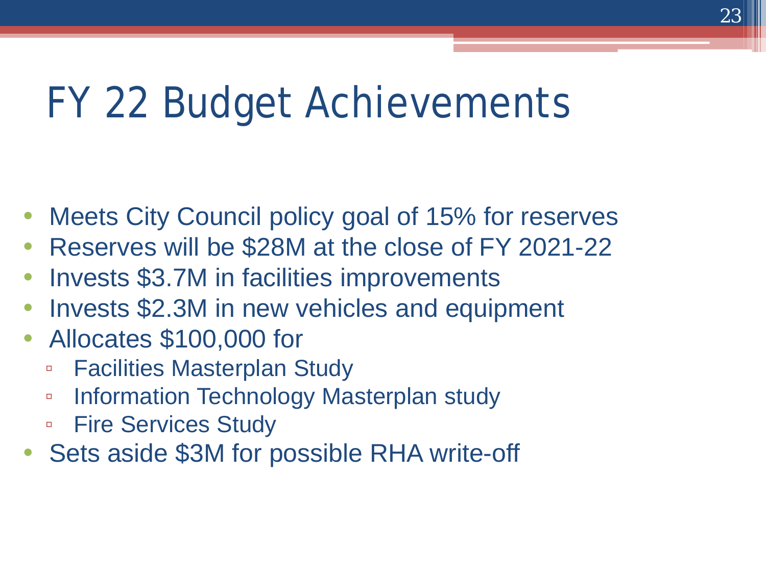# FY 22 Budget Achievements

- Meets City Council policy goal of 15% for reserves
- Reserves will be $28M at the close of FY 2021-22
- Invests $3.7M in facilities improvements
- Invests $2.3M in new vehicles and equipment
- Allocates $100,000 for
  - Facilities Masterplan Study
  - Information Technology Masterplan study
  - Fire Services Study
- Sets aside $3M for possible RHA write-off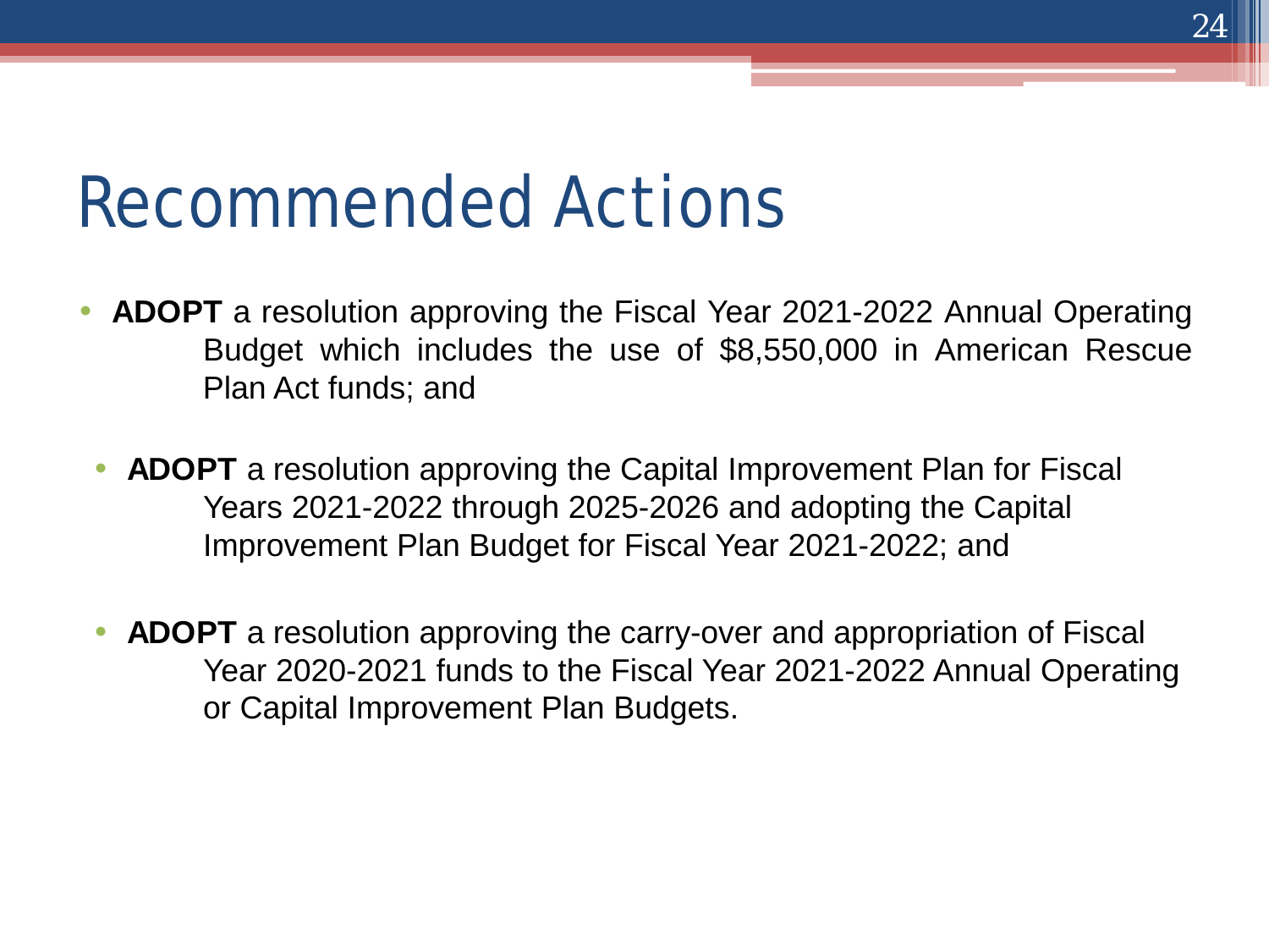# Recommended Actions

- **ADOPT** a resolution approving the Fiscal Year 2021-2022 Annual Operating Budget which includes the use of $8,550,000 in American Rescue Plan Act funds; and

- **ADOPT** a resolution approving the Capital Improvement Plan for Fiscal Years 2021-2022 through 2025-2026 and adopting the Capital Improvement Plan Budget for Fiscal Year 2021-2022; and

- **ADOPT** a resolution approving the carry-over and appropriation of Fiscal Year 2020-2021 funds to the Fiscal Year 2021-2022 Annual Operating or Capital Improvement Plan Budgets.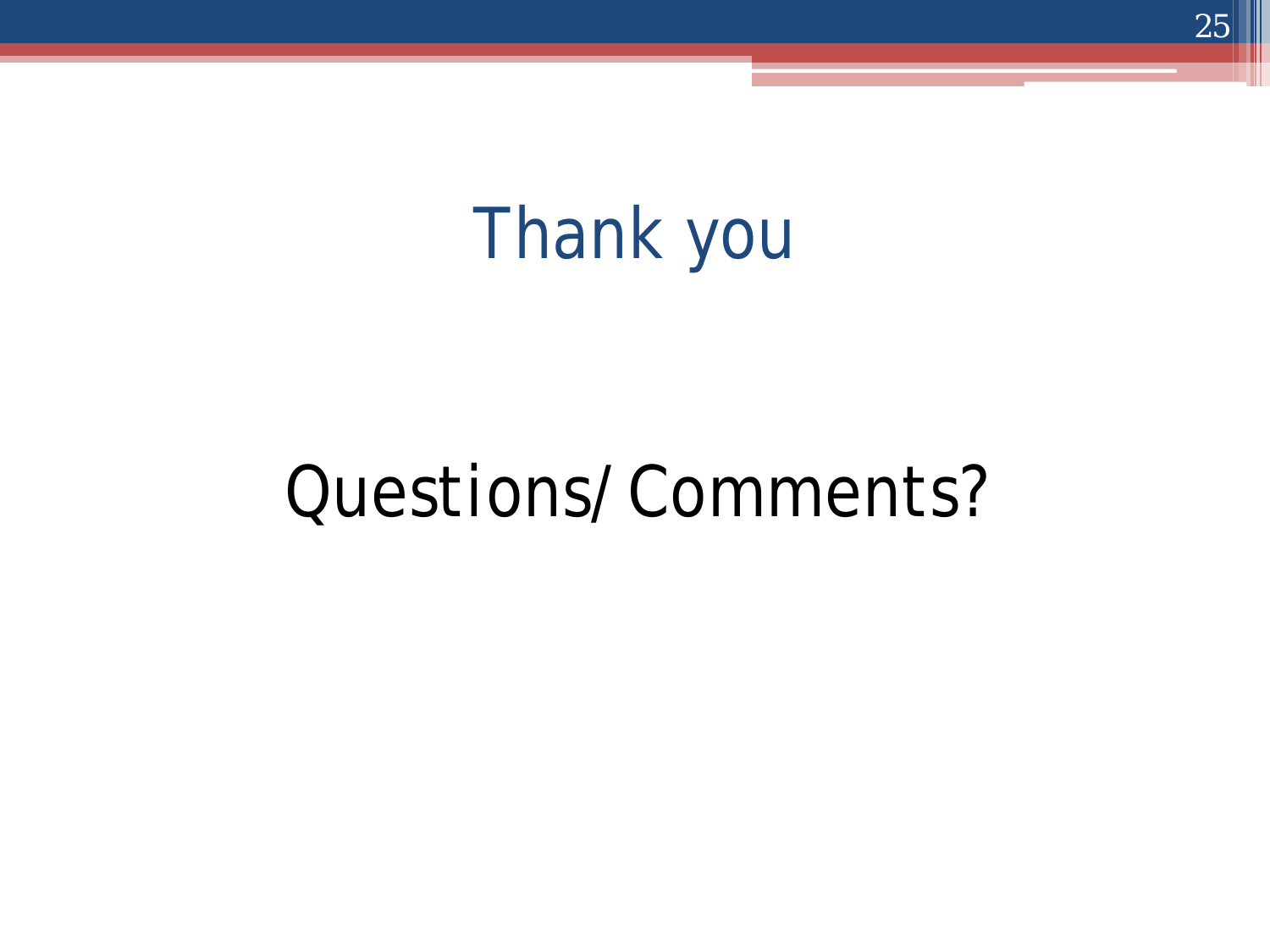# Thank you

Questions/Comments?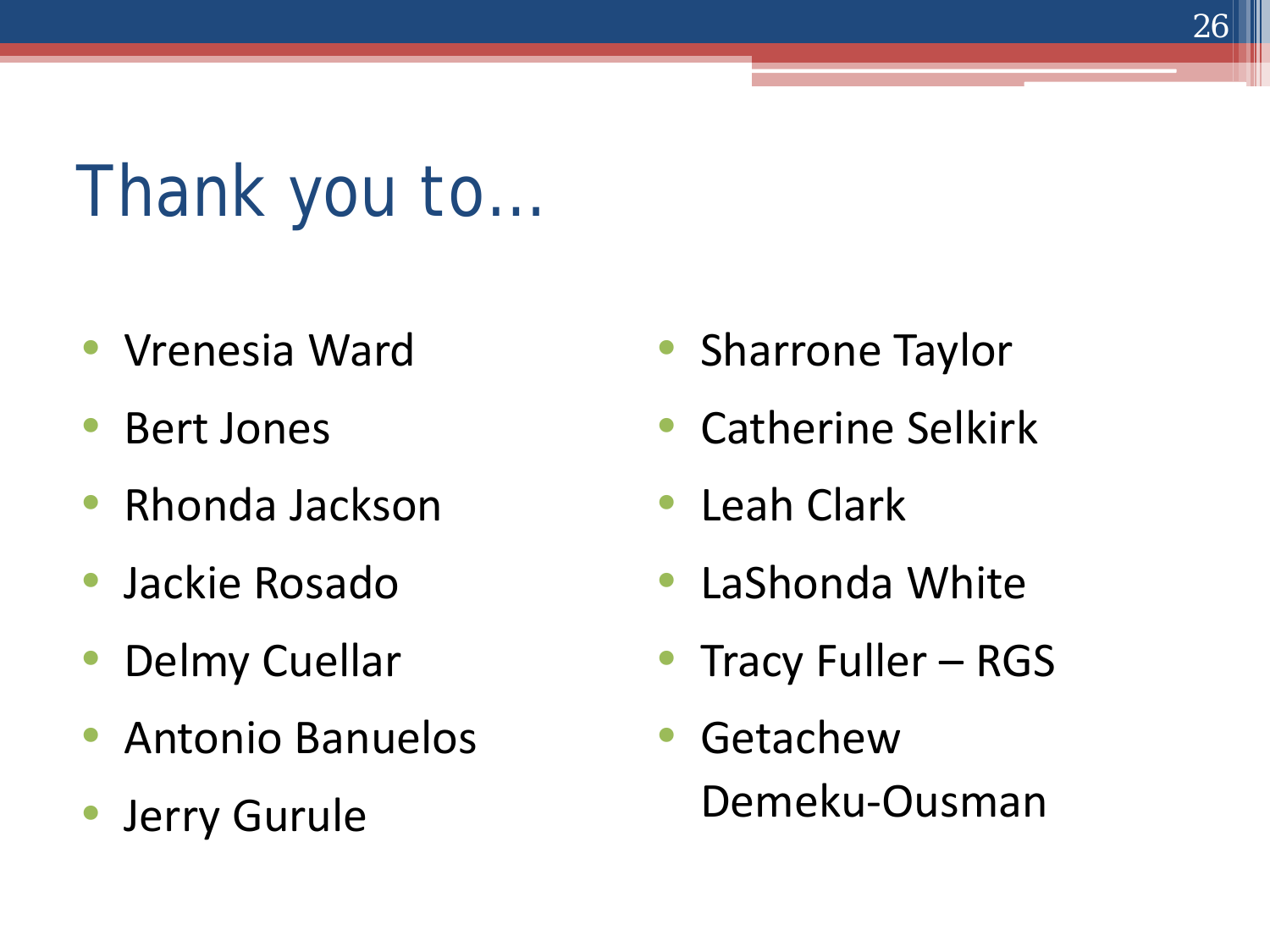# Thank you to…

- Vrenesia Ward
- Bert Jones
- Rhonda Jackson
- Jackie Rosado
- Delmy Cuellar
- Antonio Banuelos
- Jerry Gurule
- Sharrone Taylor
- Catherine Selkirk
- Leah Clark
- LaShonda White
- Tracy Fuller – RGS
- Getachew Demeku-Ousman